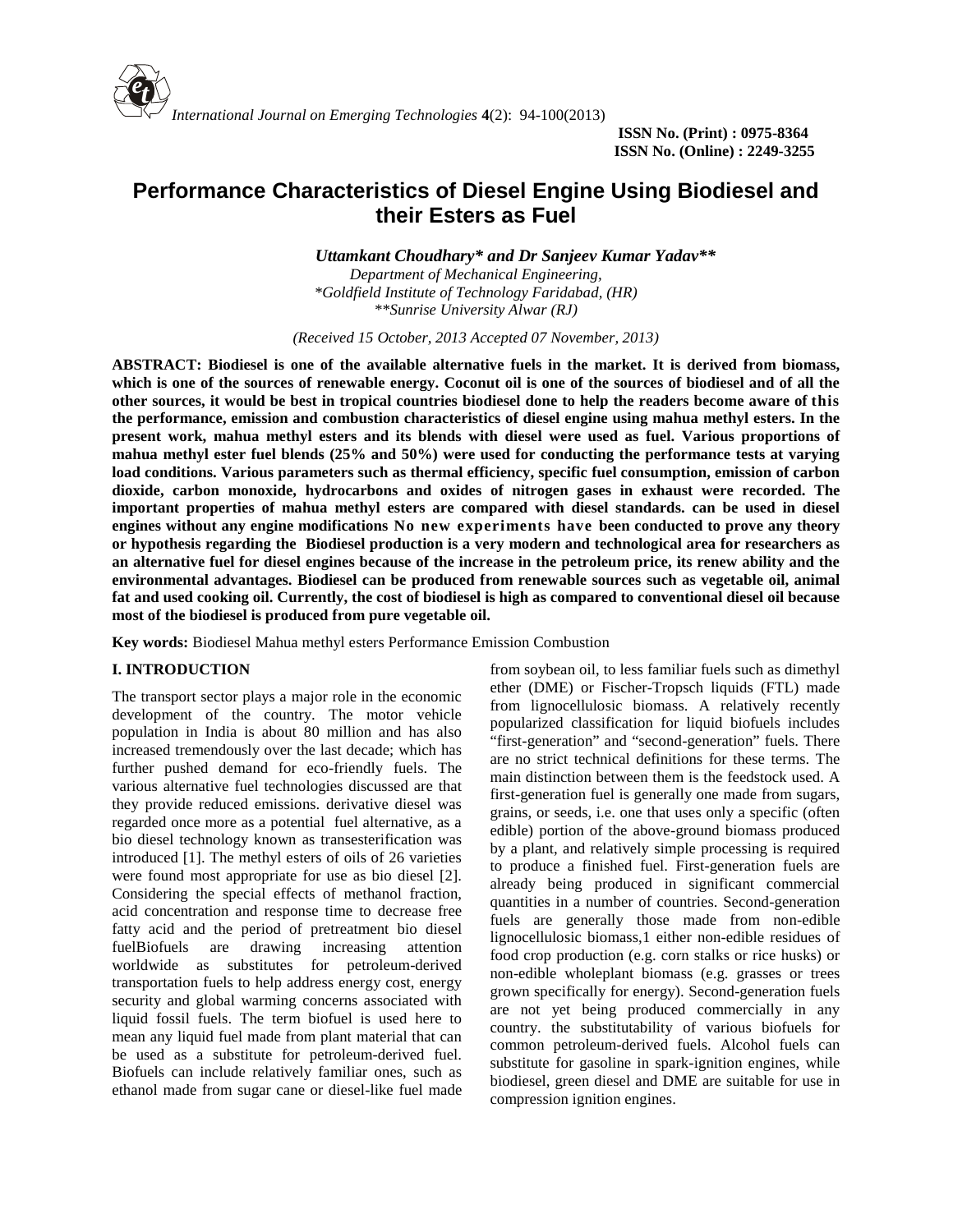# Performance Characteristics of Diesel Engine Using Biodiesel and their Esters as Fuel

***Uttamkant Choudhary\* and Dr Sanjeev Kumar Yadav\*\****

*Department of Mechanical Engineering,*
*\*Goldfield Institute of Technology Faridabad, (HR)*
*\*\*Sunrise University Alwar (RJ)*

*(Received 15 October, 2013 Accepted 07 November, 2013)*

**ABSTRACT: Biodiesel is one of the available alternative fuels in the market. It is derived from biomass, which is one of the sources of renewable energy. Coconut oil is one of the sources of biodiesel and of all the other sources, it would be best in tropical countries biodiesel done to help the readers become aware of this the performance, emission and combustion characteristics of diesel engine using mahua methyl esters. In the present work, mahua methyl esters and its blends with diesel were used as fuel. Various proportions of mahua methyl ester fuel blends (25% and 50%) were used for conducting the performance tests at varying load conditions. Various parameters such as thermal efficiency, specific fuel consumption, emission of carbon dioxide, carbon monoxide, hydrocarbons and oxides of nitrogen gases in exhaust were recorded. The important properties of mahua methyl esters are compared with diesel standards. can be used in diesel engines without any engine modifications No new experiments have been conducted to prove any theory or hypothesis regarding the Biodiesel production is a very modern and technological area for researchers as an alternative fuel for diesel engines because of the increase in the petroleum price, its renew ability and the environmental advantages. Biodiesel can be produced from renewable sources such as vegetable oil, animal fat and used cooking oil. Currently, the cost of biodiesel is high as compared to conventional diesel oil because most of the biodiesel is produced from pure vegetable oil.**

**Key words:** Biodiesel Mahua methyl esters Performance Emission Combustion

## I. INTRODUCTION

The transport sector plays a major role in the economic development of the country. The motor vehicle population in India is about 80 million and has also increased tremendously over the last decade; which has further pushed demand for eco-friendly fuels. The various alternative fuel technologies discussed are that they provide reduced emissions. derivative diesel was regarded once more as a potential fuel alternative, as a bio diesel technology known as transesterification was introduced [1]. The methyl esters of oils of 26 varieties were found most appropriate for use as bio diesel [2]. Considering the special effects of methanol fraction, acid concentration and response time to decrease free fatty acid and the period of pretreatment bio diesel fuelBiofuels are drawing increasing attention worldwide as substitutes for petroleum-derived transportation fuels to help address energy cost, energy security and global warming concerns associated with liquid fossil fuels. The term biofuel is used here to mean any liquid fuel made from plant material that can be used as a substitute for petroleum-derived fuel. Biofuels can include relatively familiar ones, such as ethanol made from sugar cane or diesel-like fuel made from soybean oil, to less familiar fuels such as dimethyl ether (DME) or Fischer-Tropsch liquids (FTL) made from lignocellulosic biomass. A relatively recently popularized classification for liquid biofuels includes "first-generation" and "second-generation" fuels. There are no strict technical definitions for these terms. The main distinction between them is the feedstock used. A first-generation fuel is generally one made from sugars, grains, or seeds, i.e. one that uses only a specific (often edible) portion of the above-ground biomass produced by a plant, and relatively simple processing is required to produce a finished fuel. First-generation fuels are already being produced in significant commercial quantities in a number of countries. Second-generation fuels are generally those made from non-edible lignocellulosic biomass,1 either non-edible residues of food crop production (e.g. corn stalks or rice husks) or non-edible wholeplant biomass (e.g. grasses or trees grown specifically for energy). Second-generation fuels are not yet being produced commercially in any country. the substitutability of various biofuels for common petroleum-derived fuels. Alcohol fuels can substitute for gasoline in spark-ignition engines, while biodiesel, green diesel and DME are suitable for use in compression ignition engines.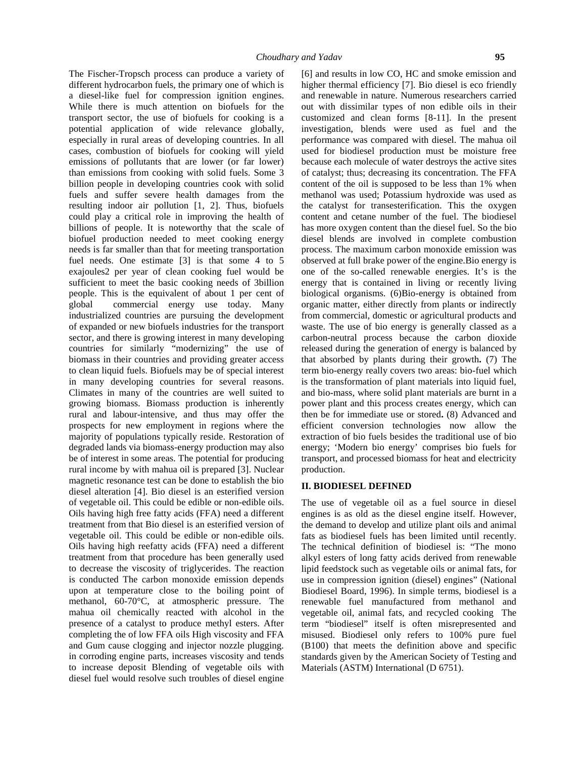The Fischer-Tropsch process can produce a variety of different hydrocarbon fuels, the primary one of which is a diesel-like fuel for compression ignition engines. While there is much attention on biofuels for the transport sector, the use of biofuels for cooking is a potential application of wide relevance globally, especially in rural areas of developing countries. In all cases, combustion of biofuels for cooking will yield emissions of pollutants that are lower (or far lower) than emissions from cooking with solid fuels. Some 3 billion people in developing countries cook with solid fuels and suffer severe health damages from the resulting indoor air pollution [1, 2]. Thus, biofuels could play a critical role in improving the health of billions of people. It is noteworthy that the scale of biofuel production needed to meet cooking energy needs is far smaller than that for meeting transportation fuel needs. One estimate [3] is that some 4 to 5 exajoules2 per year of clean cooking fuel would be sufficient to meet the basic cooking needs of 3billion people. This is the equivalent of about 1 per cent of global commercial energy use today. Many industrialized countries are pursuing the development of expanded or new biofuels industries for the transport sector, and there is growing interest in many developing countries for similarly "modernizing" the use of biomass in their countries and providing greater access to clean liquid fuels. Biofuels may be of special interest in many developing countries for several reasons. Climates in many of the countries are well suited to growing biomass. Biomass production is inherently rural and labour-intensive, and thus may offer the prospects for new employment in regions where the majority of populations typically reside. Restoration of degraded lands via biomass-energy production may also be of interest in some areas. The potential for producing rural income by with mahua oil is prepared [3]. Nuclear magnetic resonance test can be done to establish the bio diesel alteration [4]. Bio diesel is an esterified version of vegetable oil. This could be edible or non-edible oils. Oils having high free fatty acids (FFA) need a different treatment from that Bio diesel is an esterified version of vegetable oil. This could be edible or non-edible oils. Oils having high reefatty acids (FFA) need a different treatment from that procedure has been generally used to decrease the viscosity of triglycerides. The reaction is conducted The carbon monoxide emission depends upon at temperature close to the boiling point of methanol, 60-70°C, at atmospheric pressure. The mahua oil chemically reacted with alcohol in the presence of a catalyst to produce methyl esters. After completing the of low FFA oils High viscosity and FFA and Gum cause clogging and injector nozzle plugging. in corroding engine parts, increases viscosity and tends to increase deposit Blending of vegetable oils with diesel fuel would resolve such troubles of diesel engine [6] and results in low CO, HC and smoke emission and higher thermal efficiency [7]. Bio diesel is eco friendly and renewable in nature. Numerous researchers carried out with dissimilar types of non edible oils in their customized and clean forms [8-11]. In the present investigation, blends were used as fuel and the performance was compared with diesel. The mahua oil used for biodiesel production must be moisture free because each molecule of water destroys the active sites of catalyst; thus; decreasing its concentration. The FFA content of the oil is supposed to be less than 1% when methanol was used; Potassium hydroxide was used as the catalyst for transesterification. This the oxygen content and cetane number of the fuel. The biodiesel has more oxygen content than the diesel fuel. So the bio diesel blends are involved in complete combustion process. The maximum carbon monoxide emission was observed at full brake power of the engine.Bio energy is one of the so-called renewable energies. It's is the energy that is contained in living or recently living biological organisms. (6)Bio-energy is obtained from organic matter, either directly from plants or indirectly from commercial, domestic or agricultural products and waste. The use of bio energy is generally classed as a carbon-neutral process because the carbon dioxide released during the generation of energy is balanced by that absorbed by plants during their growth**.** (7) The term bio-energy really covers two areas: bio-fuel which is the transformation of plant materials into liquid fuel, and bio-mass, where solid plant materials are burnt in a power plant and this process creates energy, which can then be for immediate use or stored**.** (8) Advanced and efficient conversion technologies now allow the extraction of bio fuels besides the traditional use of bio energy; 'Modern bio energy' comprises bio fuels for transport, and processed biomass for heat and electricity production.

## II. BIODIESEL DEFINED

The use of vegetable oil as a fuel source in diesel engines is as old as the diesel engine itself. However, the demand to develop and utilize plant oils and animal fats as biodiesel fuels has been limited until recently. The technical definition of biodiesel is: "The mono alkyl esters of long fatty acids derived from renewable lipid feedstock such as vegetable oils or animal fats, for use in compression ignition (diesel) engines" (National Biodiesel Board, 1996). In simple terms, biodiesel is a renewable fuel manufactured from methanol and vegetable oil, animal fats, and recycled cooking The term "biodiesel" itself is often misrepresented and misused. Biodiesel only refers to 100% pure fuel (B100) that meets the definition above and specific standards given by the American Society of Testing and Materials (ASTM) International (D 6751).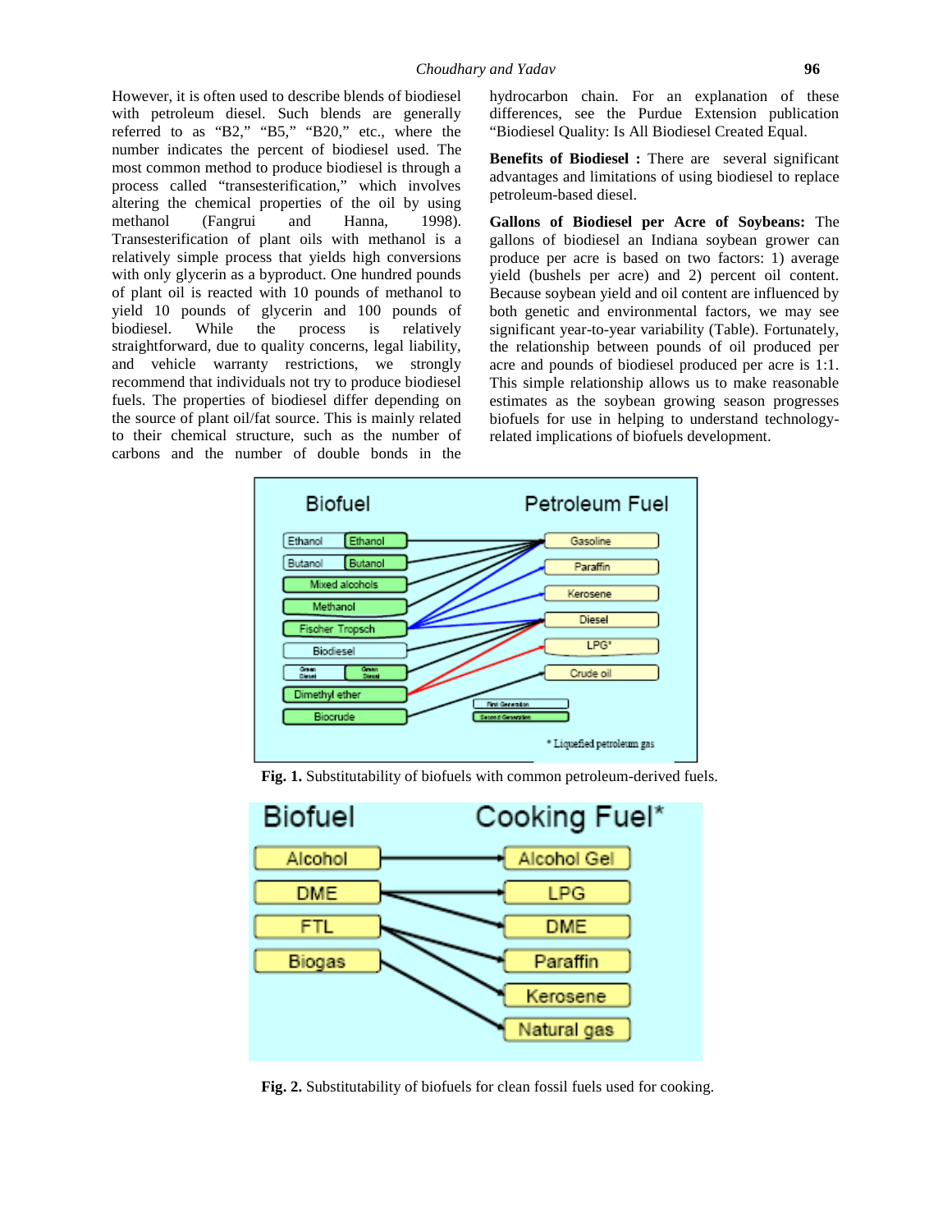However, it is often used to describe blends of biodiesel with petroleum diesel. Such blends are generally referred to as “B2,” “B5,” “B20,” etc., where the number indicates the percent of biodiesel used. The most common method to produce biodiesel is through a process called “transesterification,” which involves altering the chemical properties of the oil by using methanol (Fangrui and Hanna, 1998). Transesterification of plant oils with methanol is a relatively simple process that yields high conversions with only glycerin as a byproduct. One hundred pounds of plant oil is reacted with 10 pounds of methanol to yield 10 pounds of glycerin and 100 pounds of biodiesel. While the process is relatively straightforward, due to quality concerns, legal liability, and vehicle warranty restrictions, we strongly recommend that individuals not try to produce biodiesel fuels. The properties of biodiesel differ depending on the source of plant oil/fat source. This is mainly related to their chemical structure, such as the number of carbons and the number of double bonds in the hydrocarbon chain. For an explanation of these differences, see the Purdue Extension publication “Biodiesel Quality: Is All Biodiesel Created Equal.

**Benefits of Biodiesel :** There are several significant advantages and limitations of using biodiesel to replace petroleum-based diesel.

**Gallons of Biodiesel per Acre of Soybeans:** The gallons of biodiesel an Indiana soybean grower can produce per acre is based on two factors: 1) average yield (bushels per acre) and 2) percent oil content. Because soybean yield and oil content are influenced by both genetic and environmental factors, we may see significant year-to-year variability (Table). Fortunately, the relationship between pounds of oil produced per acre and pounds of biodiesel produced per acre is 1:1. This simple relationship allows us to make reasonable estimates as the soybean growing season progresses biofuels for use in helping to understand technology-related implications of biofuels development.

**Fig. 1.** Substitutability of biofuels with common petroleum-derived fuels.

**Fig. 2.** Substitutability of biofuels for clean fossil fuels used for cooking.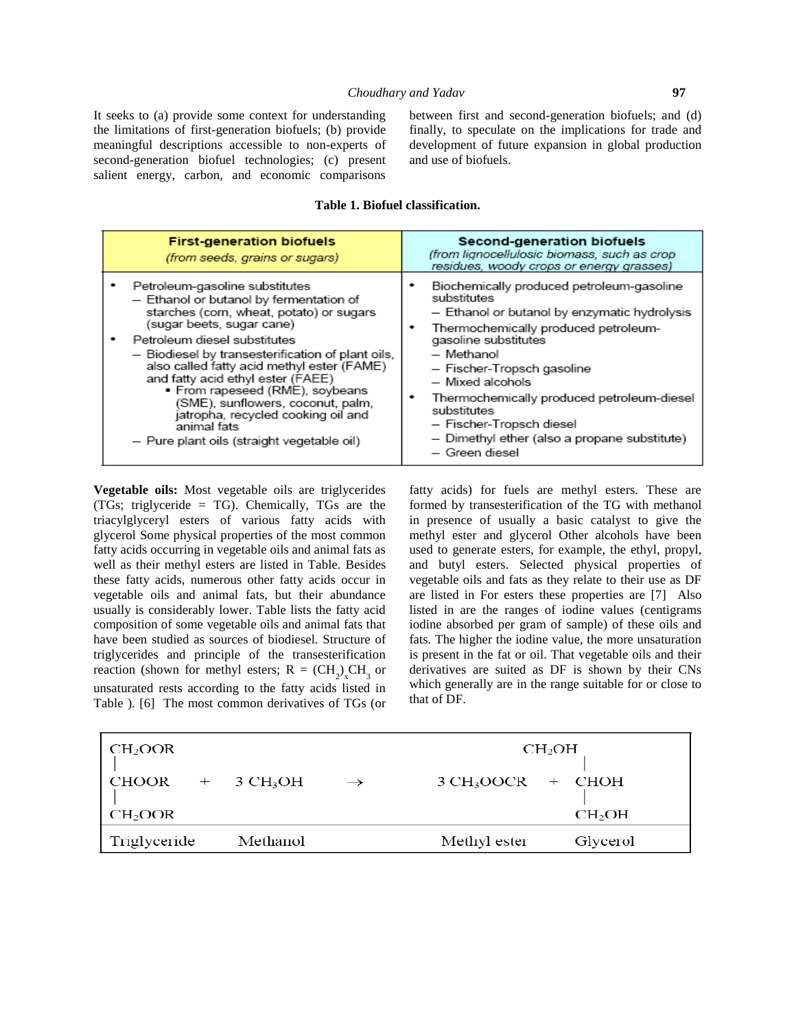It seeks to (a) provide some context for understanding the limitations of first-generation biofuels; (b) provide meaningful descriptions accessible to non-experts of second-generation biofuel technologies; (c) present salient energy, carbon, and economic comparisons between first and second-generation biofuels; and (d) finally, to speculate on the implications for trade and development of future expansion in global production and use of biofuels.

**Table 1. Biofuel classification.**

| **First-generation biofuels** *(from seeds, grains or sugars)* | **Second-generation biofuels** *(from lignocellulosic biomass, such as crop residues, woody crops or energy grasses)* |
|---|---|
| • Petroleum-gasoline substitutes<br>– Ethanol or butanol by fermentation of starches (corn, wheat, potato) or sugars (sugar beets, sugar cane)<br>• Petroleum diesel substitutes<br>– Biodiesel by transesterification of plant oils, also called fatty acid methyl ester (FAME) and fatty acid ethyl ester (FAEE)<br>▪ From rapeseed (RME), soybeans (SME), sunflowers, coconut, palm, jatropha, recycled cooking oil and animal fats<br>– Pure plant oils (straight vegetable oil) | • Biochemically produced petroleum-gasoline substitutes<br>– Ethanol or butanol by enzymatic hydrolysis<br>• Thermochemically produced petroleum-gasoline substitutes<br>– Methanol<br>– Fischer-Tropsch gasoline<br>– Mixed alcohols<br>• Thermochemically produced petroleum-diesel substitutes<br>– Fischer-Tropsch diesel<br>– Dimethyl ether (also a propane substitute)<br>– Green diesel |

**Vegetable oils:** Most vegetable oils are triglycerides (TGs; triglyceride = TG). Chemically, TGs are the triacylglyceryl esters of various fatty acids with glycerol Some physical properties of the most common fatty acids occurring in vegetable oils and animal fats as well as their methyl esters are listed in Table. Besides these fatty acids, numerous other fatty acids occur in vegetable oils and animal fats, but their abundance usually is considerably lower. Table lists the fatty acid composition of some vegetable oils and animal fats that have been studied as sources of biodiesel. Structure of triglycerides and principle of the transesterification reaction (shown for methyl esters; R = $(CH_2)_xCH_3$ or unsaturated rests according to the fatty acids listed in Table ). [6] The most common derivatives of TGs (or fatty acids) for fuels are methyl esters. These are formed by transesterification of the TG with methanol in presence of usually a basic catalyst to give the methyl ester and glycerol Other alcohols have been used to generate esters, for example, the ethyl, propyl, and butyl esters. Selected physical properties of vegetable oils and fats as they relate to their use as DF are listed in For esters these properties are [7] Also listed in are the ranges of iodine values (centigrams iodine absorbed per gram of sample) of these oils and fats. The higher the iodine value, the more unsaturation is present in the fat or oil. That vegetable oils and their derivatives are suited as DF is shown by their CNs which generally are in the range suitable for or close to that of DF.

$$
\begin{array}{l} CH_2OOR \\ | \\ CHOOR \\ | \\ CH_2OOR \end{array} + 3\,CH_3OH \rightarrow 3\,CH_3OOCR + \begin{array}{l} CH_2OH \\ | \\ CHOH \\ | \\ CH_2OH \end{array}
$$

| Triglyceride | Methanol | Methyl ester | Glycerol |
|---|---|---|---|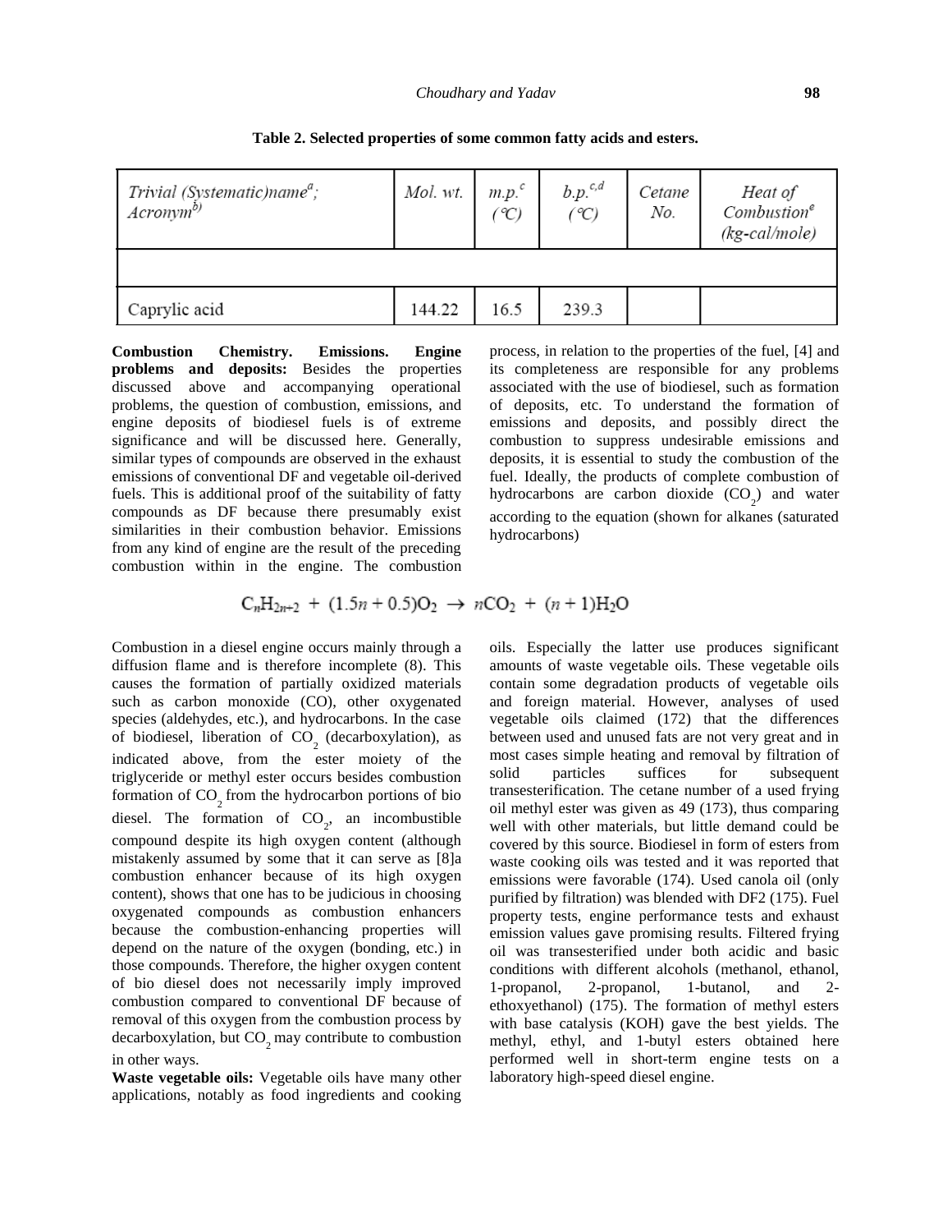**Table 2. Selected properties of some common fatty acids and esters.**

| *Trivial (Systematic)name[a]; Acronym[b)]* | *Mol. wt.* | *m.p.[c] (℃)* | *b.p.[c,d] (℃)* | *Cetane No.* | *Heat of Combustion[e] (kg-cal/mole)* |
|---|---|---|---|---|---|
| | | | | | |
| Caprylic acid | 144.22 | 16.5 | 239.3 | | |

**Combustion Chemistry. Emissions. Engine problems and deposits:** Besides the properties discussed above and accompanying operational problems, the question of combustion, emissions, and engine deposits of biodiesel fuels is of extreme significance and will be discussed here. Generally, similar types of compounds are observed in the exhaust emissions of conventional DF and vegetable oil-derived fuels. This is additional proof of the suitability of fatty compounds as DF because there presumably exist similarities in their combustion behavior. Emissions from any kind of engine are the result of the preceding combustion within in the engine. The combustion process, in relation to the properties of the fuel, [4] and its completeness are responsible for any problems associated with the use of biodiesel, such as formation of deposits, etc. To understand the formation of emissions and deposits, and possibly direct the combustion to suppress undesirable emissions and deposits, it is essential to study the combustion of the fuel. Ideally, the products of complete combustion of hydrocarbons are carbon dioxide ($CO_2$) and water according to the equation (shown for alkanes (saturated hydrocarbons)

$$C_nH_{2n+2} + (1.5n + 0.5)O_2 \rightarrow nCO_2 + (n + 1)H_2O$$

Combustion in a diesel engine occurs mainly through a diffusion flame and is therefore incomplete (8). This causes the formation of partially oxidized materials such as carbon monoxide (CO), other oxygenated species (aldehydes, etc.), and hydrocarbons. In the case of biodiesel, liberation of $CO_2$ (decarboxylation), as indicated above, from the ester moiety of the triglyceride or methyl ester occurs besides combustion formation of $CO_2$ from the hydrocarbon portions of bio diesel. The formation of $CO_2$, an incombustible compound despite its high oxygen content (although mistakenly assumed by some that it can serve as [8]a combustion enhancer because of its high oxygen content), shows that one has to be judicious in choosing oxygenated compounds as combustion enhancers because the combustion-enhancing properties will depend on the nature of the oxygen (bonding, etc.) in those compounds. Therefore, the higher oxygen content of bio diesel does not necessarily imply improved combustion compared to conventional DF because of removal of this oxygen from the combustion process by decarboxylation, but $CO_2$ may contribute to combustion in other ways.

**Waste vegetable oils:** Vegetable oils have many other applications, notably as food ingredients and cooking oils. Especially the latter use produces significant amounts of waste vegetable oils. These vegetable oils contain some degradation products of vegetable oils and foreign material. However, analyses of used vegetable oils claimed (172) that the differences between used and unused fats are not very great and in most cases simple heating and removal by filtration of solid particles suffices for subsequent transesterification. The cetane number of a used frying oil methyl ester was given as 49 (173), thus comparing well with other materials, but little demand could be covered by this source. Biodiesel in form of esters from waste cooking oils was tested and it was reported that emissions were favorable (174). Used canola oil (only purified by filtration) was blended with DF2 (175). Fuel property tests, engine performance tests and exhaust emission values gave promising results. Filtered frying oil was transesterified under both acidic and basic conditions with different alcohols (methanol, ethanol, 1-propanol, 2-propanol, 1-butanol, and 2-ethoxyethanol) (175). The formation of methyl esters with base catalysis (KOH) gave the best yields. The methyl, ethyl, and 1-butyl esters obtained here performed well in short-term engine tests on a laboratory high-speed diesel engine.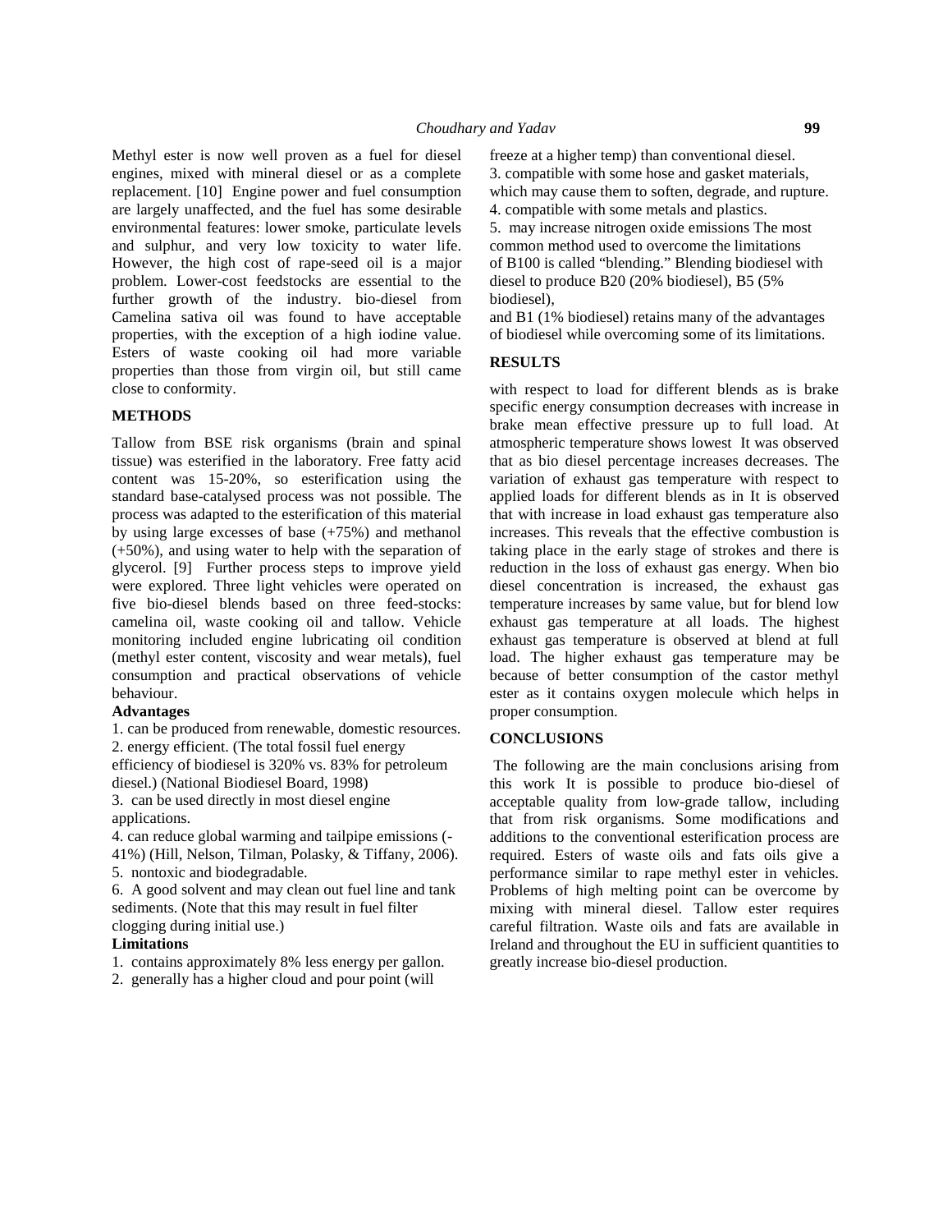Methyl ester is now well proven as a fuel for diesel engines, mixed with mineral diesel or as a complete replacement. [10] Engine power and fuel consumption are largely unaffected, and the fuel has some desirable environmental features: lower smoke, particulate levels and sulphur, and very low toxicity to water life. However, the high cost of rape-seed oil is a major problem. Lower-cost feedstocks are essential to the further growth of the industry. bio-diesel from Camelina sativa oil was found to have acceptable properties, with the exception of a high iodine value. Esters of waste cooking oil had more variable properties than those from virgin oil, but still came close to conformity.

## METHODS

Tallow from BSE risk organisms (brain and spinal tissue) was esterified in the laboratory. Free fatty acid content was 15-20%, so esterification using the standard base-catalysed process was not possible. The process was adapted to the esterification of this material by using large excesses of base (+75%) and methanol (+50%), and using water to help with the separation of glycerol. [9] Further process steps to improve yield were explored. Three light vehicles were operated on five bio-diesel blends based on three feed-stocks: camelina oil, waste cooking oil and tallow. Vehicle monitoring included engine lubricating oil condition (methyl ester content, viscosity and wear metals), fuel consumption and practical observations of vehicle behaviour.

### Advantages

1. can be produced from renewable, domestic resources.
2. energy efficient. (The total fossil fuel energy efficiency of biodiesel is 320% vs. 83% for petroleum diesel.) (National Biodiesel Board, 1998)
3. can be used directly in most diesel engine applications.
4. can reduce global warming and tailpipe emissions (-41%) (Hill, Nelson, Tilman, Polasky, & Tiffany, 2006).
5. nontoxic and biodegradable.
6. A good solvent and may clean out fuel line and tank sediments. (Note that this may result in fuel filter clogging during initial use.)

### Limitations

1. contains approximately 8% less energy per gallon.
2. generally has a higher cloud and pour point (will freeze at a higher temp) than conventional diesel.
3. compatible with some hose and gasket materials, which may cause them to soften, degrade, and rupture.
4. compatible with some metals and plastics.
5. may increase nitrogen oxide emissions The most common method used to overcome the limitations of B100 is called "blending." Blending biodiesel with diesel to produce B20 (20% biodiesel), B5 (5% biodiesel),

and B1 (1% biodiesel) retains many of the advantages of biodiesel while overcoming some of its limitations.

## RESULTS

with respect to load for different blends as is brake specific energy consumption decreases with increase in brake mean effective pressure up to full load. At atmospheric temperature shows lowest It was observed that as bio diesel percentage increases decreases. The variation of exhaust gas temperature with respect to applied loads for different blends as in It is observed that with increase in load exhaust gas temperature also increases. This reveals that the effective combustion is taking place in the early stage of strokes and there is reduction in the loss of exhaust gas energy. When bio diesel concentration is increased, the exhaust gas temperature increases by same value, but for blend low exhaust gas temperature at all loads. The highest exhaust gas temperature is observed at blend at full load. The higher exhaust gas temperature may be because of better consumption of the castor methyl ester as it contains oxygen molecule which helps in proper consumption.

## CONCLUSIONS

The following are the main conclusions arising from this work It is possible to produce bio-diesel of acceptable quality from low-grade tallow, including that from risk organisms. Some modifications and additions to the conventional esterification process are required. Esters of waste oils and fats oils give a performance similar to rape methyl ester in vehicles. Problems of high melting point can be overcome by mixing with mineral diesel. Tallow ester requires careful filtration. Waste oils and fats are available in Ireland and throughout the EU in sufficient quantities to greatly increase bio-diesel production.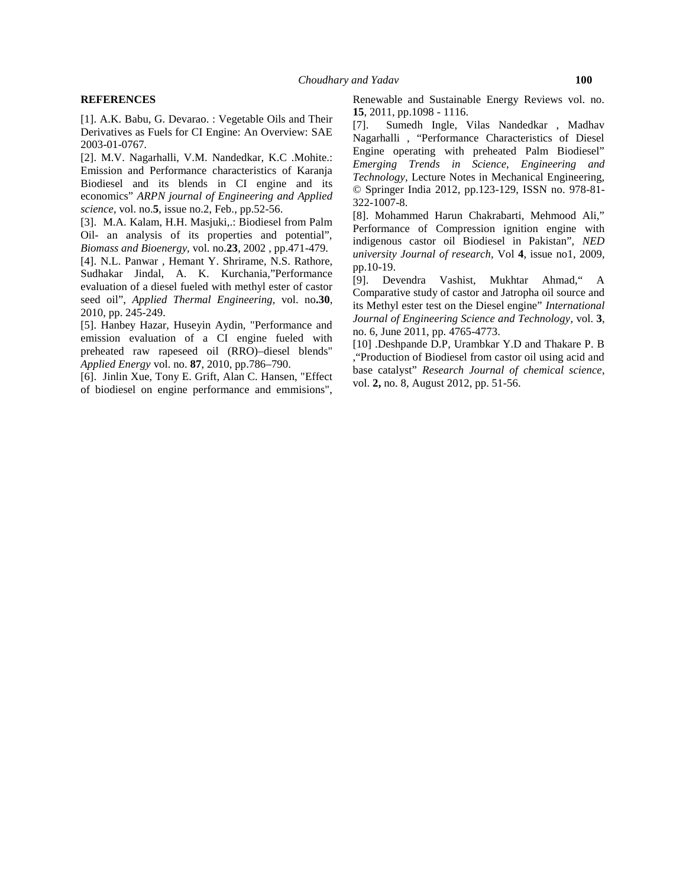**REFERENCES**

[1]. A.K. Babu, G. Devarao. : Vegetable Oils and Their Derivatives as Fuels for CI Engine: An Overview: SAE 2003-01-0767.

[2]. M.V. Nagarhalli, V.M. Nandedkar, K.C .Mohite.: Emission and Performance characteristics of Karanja Biodiesel and its blends in CI engine and its economics" *ARPN journal of Engineering and Applied science*, vol. no.**5**, issue no.2, Feb., pp.52-56.

[3]. M.A. Kalam, H.H. Masjuki,.: Biodiesel from Palm Oil- an analysis of its properties and potential", *Biomass and Bioenergy,* vol. no.**23**, 2002 , pp.471-479.

[4]. N.L. Panwar , Hemant Y. Shrirame, N.S. Rathore, Sudhakar Jindal, A. K. Kurchania,"Performance evaluation of a diesel fueled with methyl ester of castor seed oil", *Applied Thermal Engineering,* vol. no**.30**, 2010, pp. 245-249.

[5]. Hanbey Hazar, Huseyin Aydin, "Performance and emission evaluation of a CI engine fueled with preheated raw rapeseed oil (RRO)–diesel blends" *Applied Energy* vol. no. **87**, 2010, pp.786–790.

[6]. Jinlin Xue, Tony E. Grift, Alan C. Hansen, "Effect of biodiesel on engine performance and emmisions", Renewable and Sustainable Energy Reviews vol. no. **15**, 2011, pp.1098 - 1116.

[7]. Sumedh Ingle, Vilas Nandedkar , Madhav Nagarhalli , "Performance Characteristics of Diesel Engine operating with preheated Palm Biodiesel" *Emerging Trends in Science, Engineering and Technology*, Lecture Notes in Mechanical Engineering, © Springer India 2012, pp.123-129, ISSN no. 978-81-322-1007-8.

[8]. Mohammed Harun Chakrabarti, Mehmood Ali," Performance of Compression ignition engine with indigenous castor oil Biodiesel in Pakistan", *NED university Journal of research*, Vol **4**, issue no1, 2009, pp.10-19.

[9]. Devendra Vashist, Mukhtar Ahmad," A Comparative study of castor and Jatropha oil source and its Methyl ester test on the Diesel engine" *International Journal of Engineering Science and Technology*, vol. **3**, no. 6, June 2011, pp. 4765-4773.

[10] .Deshpande D.P, Urambkar Y.D and Thakare P. B ,"Production of Biodiesel from castor oil using acid and base catalyst" *Research Journal of chemical science*, vol. **2,** no. 8, August 2012, pp. 51-56.